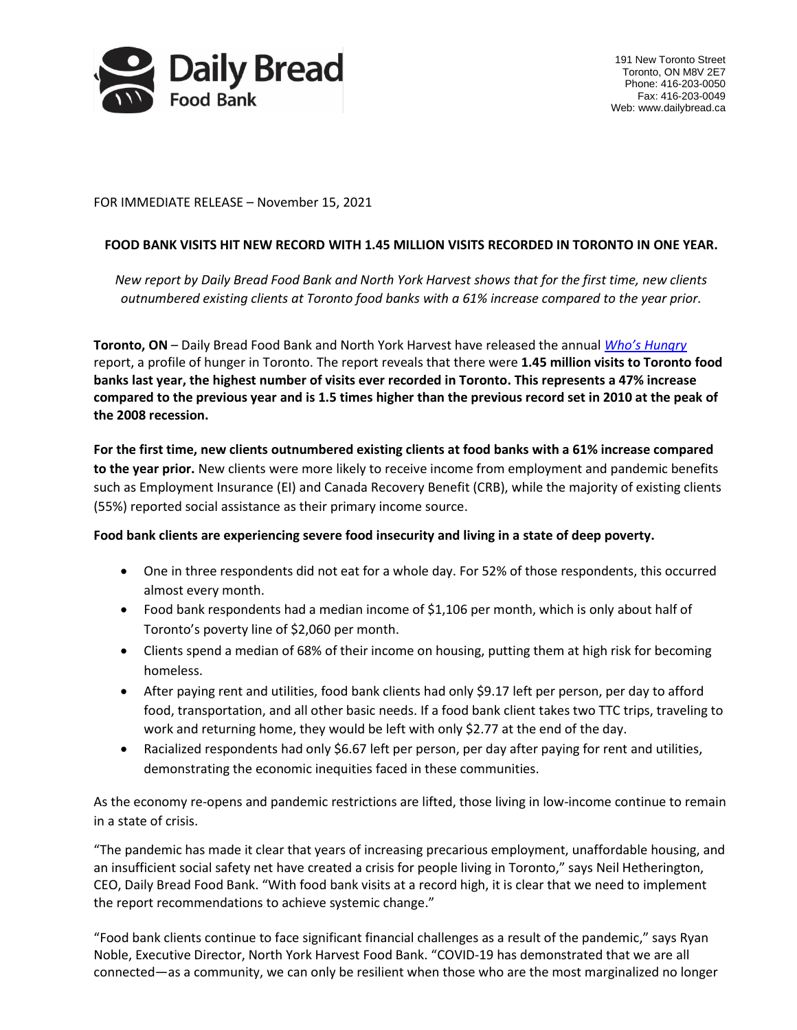Daily Bread Food Bank

191 New Toronto Street
Toronto, ON M8V 2E7
Phone: 416-203-0050
Fax: 416-203-0049
Web: www.dailybread.ca

FOR IMMEDIATE RELEASE – November 15, 2021

**FOOD BANK VISITS HIT NEW RECORD WITH 1.45 MILLION VISITS RECORDED IN TORONTO IN ONE YEAR.**

*New report by Daily Bread Food Bank and North York Harvest shows that for the first time, new clients outnumbered existing clients at Toronto food banks with a 61% increase compared to the year prior.*

**Toronto, ON** – Daily Bread Food Bank and North York Harvest have released the annual *Who's Hungry* report, a profile of hunger in Toronto. The report reveals that there were **1.45 million visits to Toronto food banks last year, the highest number of visits ever recorded in Toronto. This represents a 47% increase compared to the previous year and is 1.5 times higher than the previous record set in 2010 at the peak of the 2008 recession.**

**For the first time, new clients outnumbered existing clients at food banks with a 61% increase compared to the year prior.** New clients were more likely to receive income from employment and pandemic benefits such as Employment Insurance (EI) and Canada Recovery Benefit (CRB), while the majority of existing clients (55%) reported social assistance as their primary income source.

**Food bank clients are experiencing severe food insecurity and living in a state of deep poverty.**

- One in three respondents did not eat for a whole day. For 52% of those respondents, this occurred almost every month.
- Food bank respondents had a median income of $1,106 per month, which is only about half of Toronto's poverty line of $2,060 per month.
- Clients spend a median of 68% of their income on housing, putting them at high risk for becoming homeless.
- After paying rent and utilities, food bank clients had only $9.17 left per person, per day to afford food, transportation, and all other basic needs. If a food bank client takes two TTC trips, traveling to work and returning home, they would be left with only $2.77 at the end of the day.
- Racialized respondents had only $6.67 left per person, per day after paying for rent and utilities, demonstrating the economic inequities faced in these communities.

As the economy re-opens and pandemic restrictions are lifted, those living in low-income continue to remain in a state of crisis.

"The pandemic has made it clear that years of increasing precarious employment, unaffordable housing, and an insufficient social safety net have created a crisis for people living in Toronto," says Neil Hetherington, CEO, Daily Bread Food Bank. "With food bank visits at a record high, it is clear that we need to implement the report recommendations to achieve systemic change."

"Food bank clients continue to face significant financial challenges as a result of the pandemic," says Ryan Noble, Executive Director, North York Harvest Food Bank. "COVID-19 has demonstrated that we are all connected—as a community, we can only be resilient when those who are the most marginalized no longer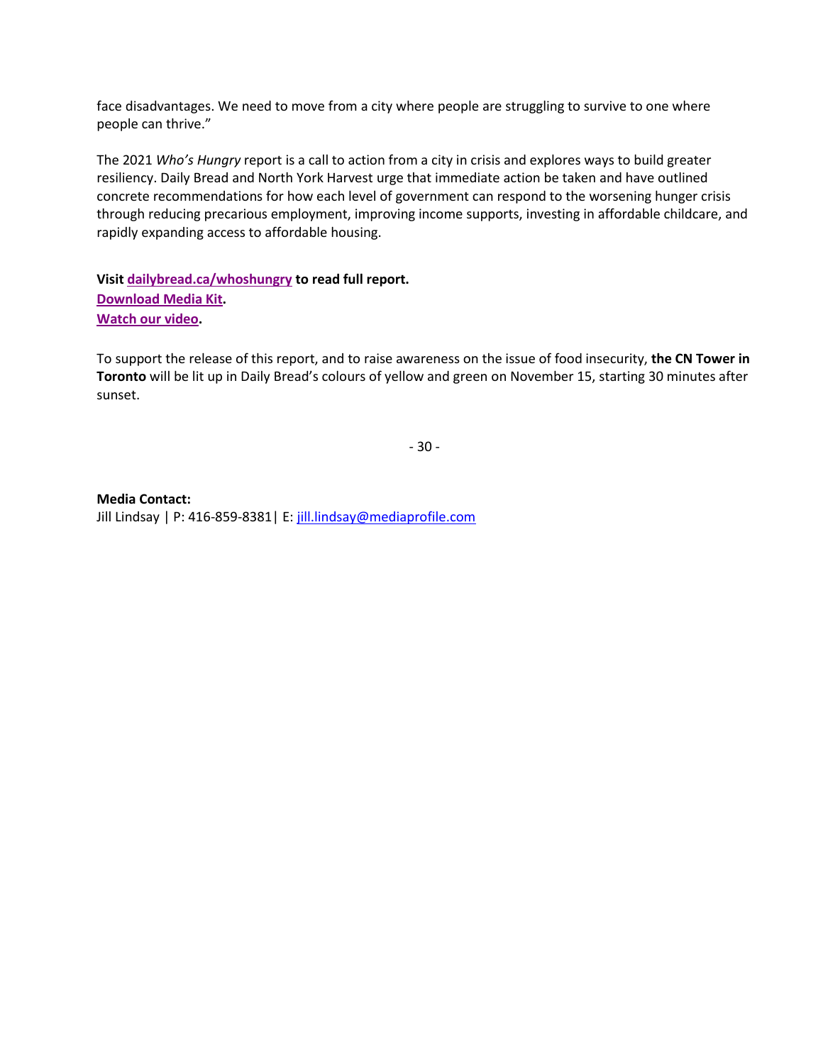face disadvantages. We need to move from a city where people are struggling to survive to one where people can thrive."

The 2021 *Who's Hungry* report is a call to action from a city in crisis and explores ways to build greater resiliency. Daily Bread and North York Harvest urge that immediate action be taken and have outlined concrete recommendations for how each level of government can respond to the worsening hunger crisis through reducing precarious employment, improving income supports, investing in affordable childcare, and rapidly expanding access to affordable housing.

**Visit [dailybread.ca/whoshungry](dailybread.ca/whoshungry) to read full report.**
**[Download Media Kit](#).**
**[Watch our video](#).**

To support the release of this report, and to raise awareness on the issue of food insecurity, **the CN Tower in Toronto** will be lit up in Daily Bread's colours of yellow and green on November 15, starting 30 minutes after sunset.

- 30 -

**Media Contact:**
Jill Lindsay | P: 416-859-8381| E: [jill.lindsay@mediaprofile.com](mailto:jill.lindsay@mediaprofile.com)